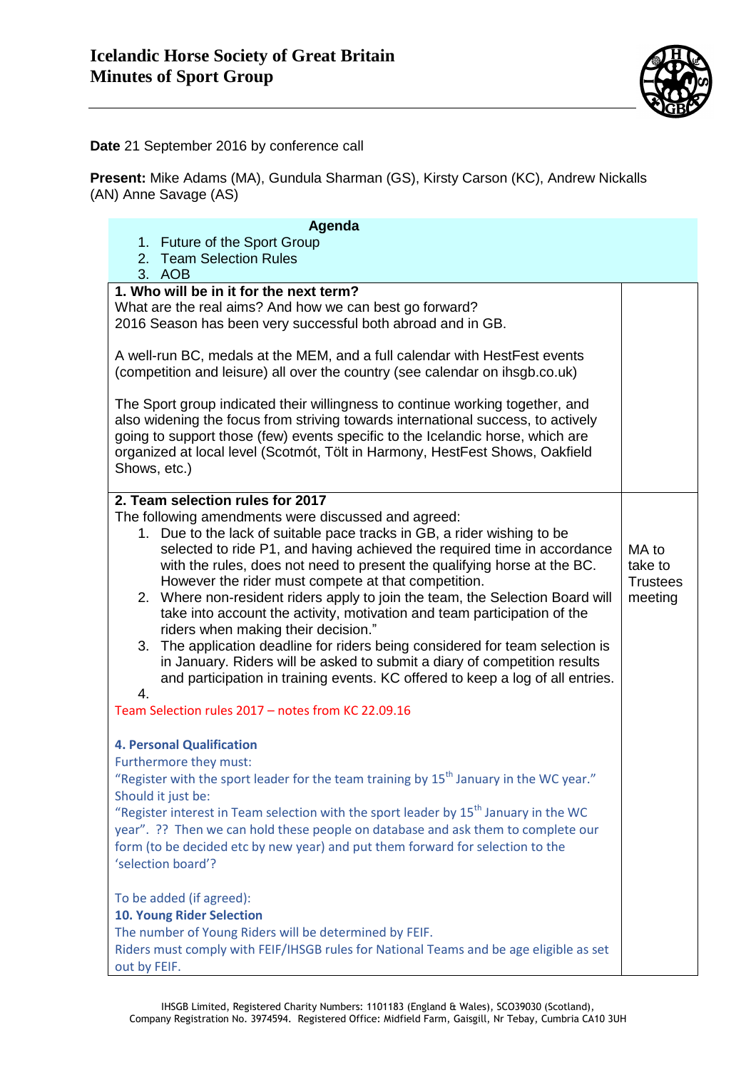# Icelandic Horse Society of Great Britain
## Minutes of Sport Group

**Date** 21 September 2016 by conference call

**Present:** Mike Adams (MA), Gundula Sharman (GS), Kirsty Carson (KC), Andrew Nickalls (AN) Anne Savage (AS)

**Agenda**

1. Future of the Sport Group
2. Team Selection Rules
3. AOB

**1. Who will be in it for the next term?**

What are the real aims? And how we can best go forward?

2016 Season has been very successful both abroad and in GB.

A well-run BC, medals at the MEM, and a full calendar with HestFest events (competition and leisure) all over the country (see calendar on ihsgb.co.uk)

The Sport group indicated their willingness to continue working together, and also widening the focus from striving towards international success, to actively going to support those (few) events specific to the Icelandic horse, which are organized at local level (Scotmót, Tölt in Harmony, HestFest Shows, Oakfield Shows, etc.)

**2. Team selection rules for 2017**

*Action: MA to take to Trustees meeting*

The following amendments were discussed and agreed:

1. Due to the lack of suitable pace tracks in GB, a rider wishing to be selected to ride P1, and having achieved the required time in accordance with the rules, does not need to present the qualifying horse at the BC. However the rider must compete at that competition.
2. Where non-resident riders apply to join the team, the Selection Board will take into account the activity, motivation and team participation of the riders when making their decision."
3. The application deadline for riders being considered for team selection is in January. Riders will be asked to submit a diary of competition results and participation in training events. KC offered to keep a log of all entries.
4.

Team Selection rules 2017 – notes from KC 22.09.16

**4. Personal Qualification**

Furthermore they must:

"Register with the sport leader for the team training by 15th January in the WC year."

Should it just be:

"Register interest in Team selection with the sport leader by 15th January in the WC year". ?? Then we can hold these people on database and ask them to complete our form (to be decided etc by new year) and put them forward for selection to the 'selection board'?

To be added (if agreed):

**10. Young Rider Selection**

The number of Young Riders will be determined by FEIF.

Riders must comply with FEIF/IHSGB rules for National Teams and be age eligible as set out by FEIF.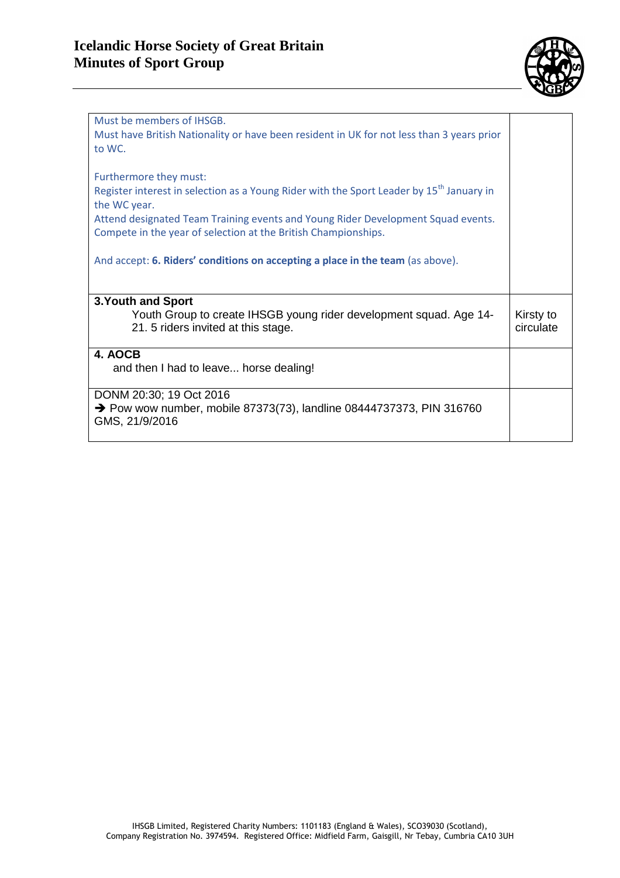| | |
|---|---|
| Must be members of IHSGB.<br>Must have British Nationality or have been resident in UK for not less than 3 years prior to WC.<br><br>Furthermore they must:<br>Register interest in selection as a Young Rider with the Sport Leader by 15th January in the WC year.<br>Attend designated Team Training events and Young Rider Development Squad events.<br>Compete in the year of selection at the British Championships.<br><br>And accept: **6. Riders' conditions on accepting a place in the team** (as above). | |
| **3.Youth and Sport**<br>Youth Group to create IHSGB young rider development squad. Age 14-21. 5 riders invited at this stage. | Kirsty to circulate |
| **4. AOCB**<br>and then I had to leave... horse dealing! | |
| DONM 20:30; 19 Oct 2016<br>➔ Pow wow number, mobile 87373(73), landline 08444737373, PIN 316760<br>GMS, 21/9/2016 | |